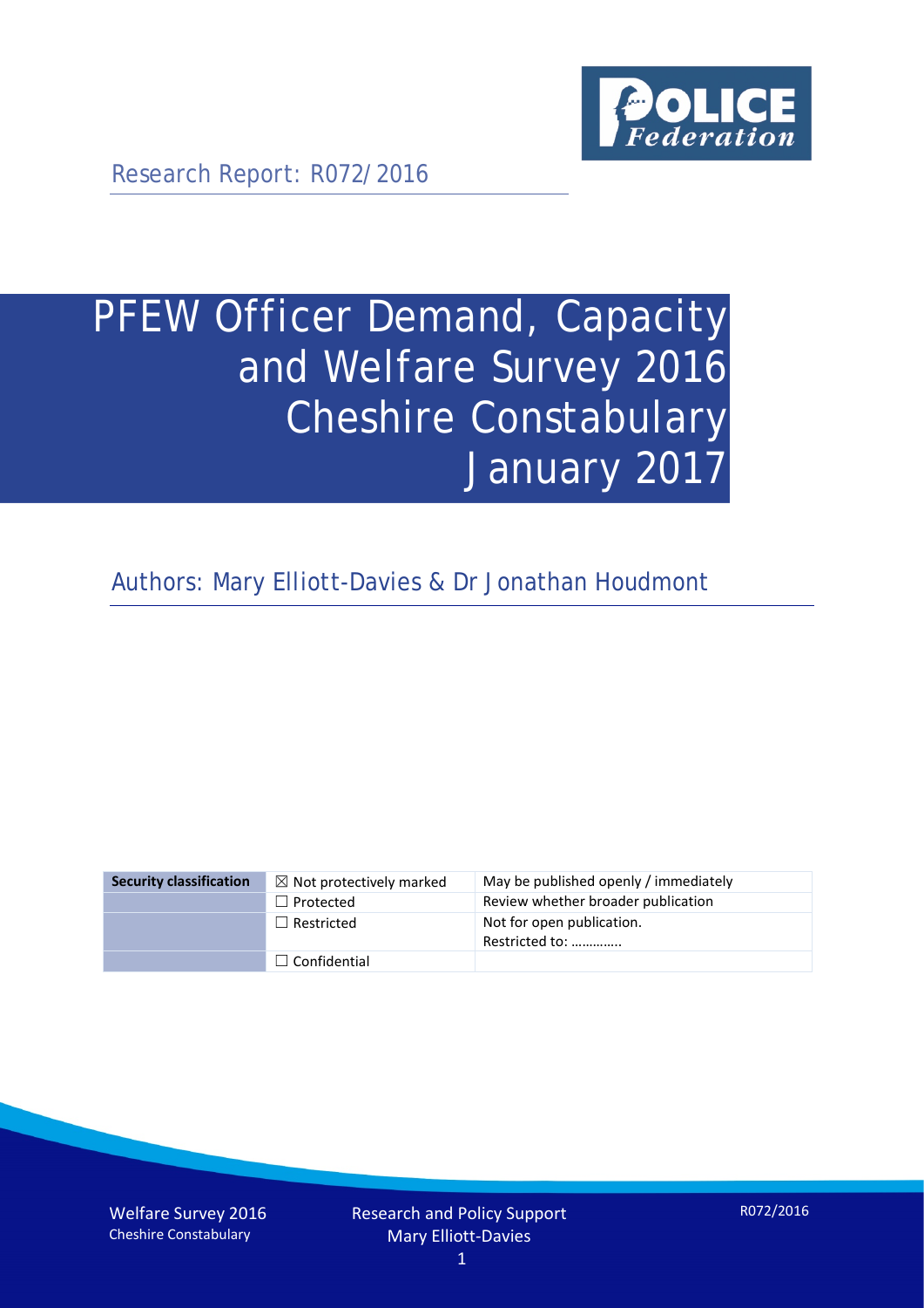Research Report: R072/2016

# PFEW Officer Demand, Capacity and Welfare Survey 2016 Cheshire Constabulary January 2017

Authors: Mary Elliott-Davies & Dr Jonathan Houdmont

| Security classification | | |
|---|---|---|
| | ☒ Not protectively marked | May be published openly / immediately |
| | ☐ Protected | Review whether broader publication |
| | ☐ Restricted | Not for open publication. Restricted to: ………….. |
| | ☐ Confidential | |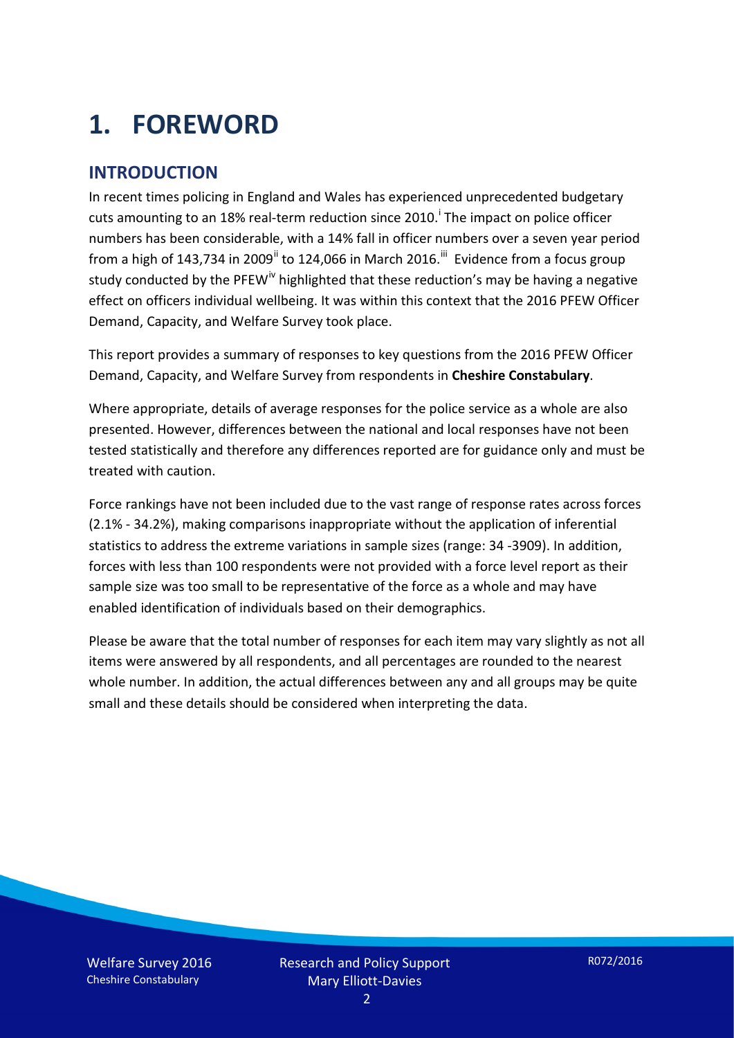# 1. FOREWORD

## INTRODUCTION

In recent times policing in England and Wales has experienced unprecedented budgetary cuts amounting to an 18% real-term reduction since 2010.[i] The impact on police officer numbers has been considerable, with a 14% fall in officer numbers over a seven year period from a high of 143,734 in 2009[ii] to 124,066 in March 2016.[iii] Evidence from a focus group study conducted by the PFEW[iv] highlighted that these reduction's may be having a negative effect on officers individual wellbeing. It was within this context that the 2016 PFEW Officer Demand, Capacity, and Welfare Survey took place.

This report provides a summary of responses to key questions from the 2016 PFEW Officer Demand, Capacity, and Welfare Survey from respondents in **Cheshire Constabulary**.

Where appropriate, details of average responses for the police service as a whole are also presented. However, differences between the national and local responses have not been tested statistically and therefore any differences reported are for guidance only and must be treated with caution.

Force rankings have not been included due to the vast range of response rates across forces (2.1% - 34.2%), making comparisons inappropriate without the application of inferential statistics to address the extreme variations in sample sizes (range: 34 -3909). In addition, forces with less than 100 respondents were not provided with a force level report as their sample size was too small to be representative of the force as a whole and may have enabled identification of individuals based on their demographics.

Please be aware that the total number of responses for each item may vary slightly as not all items were answered by all respondents, and all percentages are rounded to the nearest whole number. In addition, the actual differences between any and all groups may be quite small and these details should be considered when interpreting the data.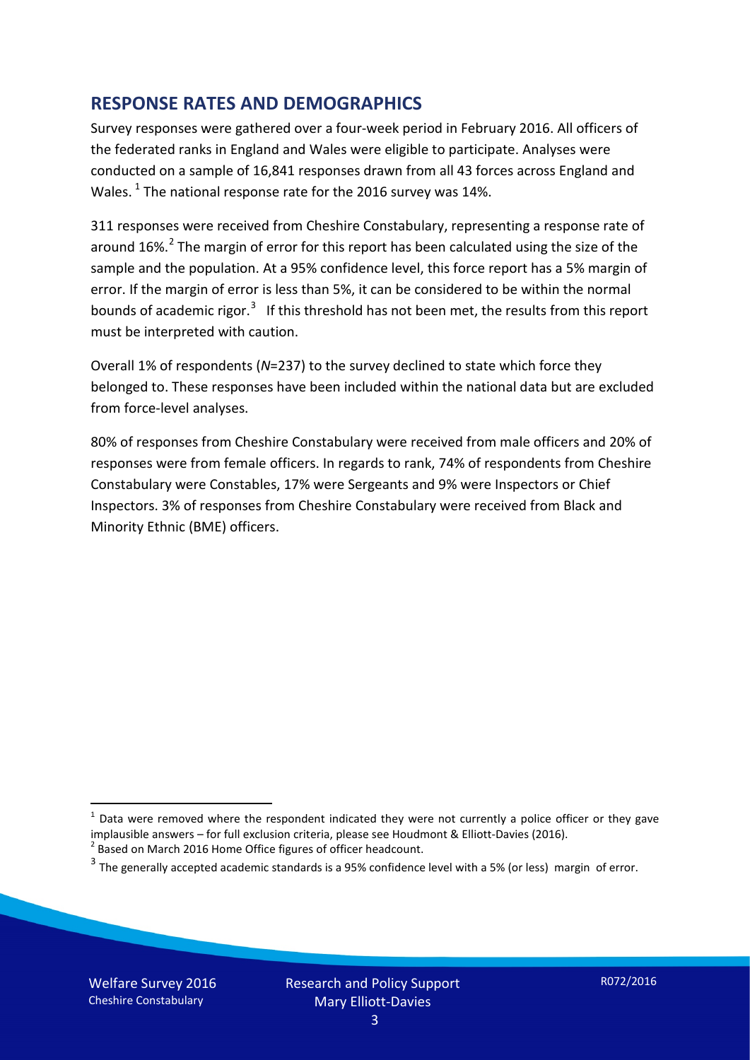## RESPONSE RATES AND DEMOGRAPHICS

Survey responses were gathered over a four-week period in February 2016. All officers of the federated ranks in England and Wales were eligible to participate. Analyses were conducted on a sample of 16,841 responses drawn from all 43 forces across England and Wales. [1] The national response rate for the 2016 survey was 14%.

311 responses were received from Cheshire Constabulary, representing a response rate of around 16%.[2] The margin of error for this report has been calculated using the size of the sample and the population. At a 95% confidence level, this force report has a 5% margin of error. If the margin of error is less than 5%, it can be considered to be within the normal bounds of academic rigor.[3] If this threshold has not been met, the results from this report must be interpreted with caution.

Overall 1% of respondents (*N*=237) to the survey declined to state which force they belonged to. These responses have been included within the national data but are excluded from force-level analyses.

80% of responses from Cheshire Constabulary were received from male officers and 20% of responses were from female officers. In regards to rank, 74% of respondents from Cheshire Constabulary were Constables, 17% were Sergeants and 9% were Inspectors or Chief Inspectors. 3% of responses from Cheshire Constabulary were received from Black and Minority Ethnic (BME) officers.

[1] Data were removed where the respondent indicated they were not currently a police officer or they gave implausible answers – for full exclusion criteria, please see Houdmont & Elliott-Davies (2016).

[2] Based on March 2016 Home Office figures of officer headcount.

[3] The generally accepted academic standards is a 95% confidence level with a 5% (or less) margin of error.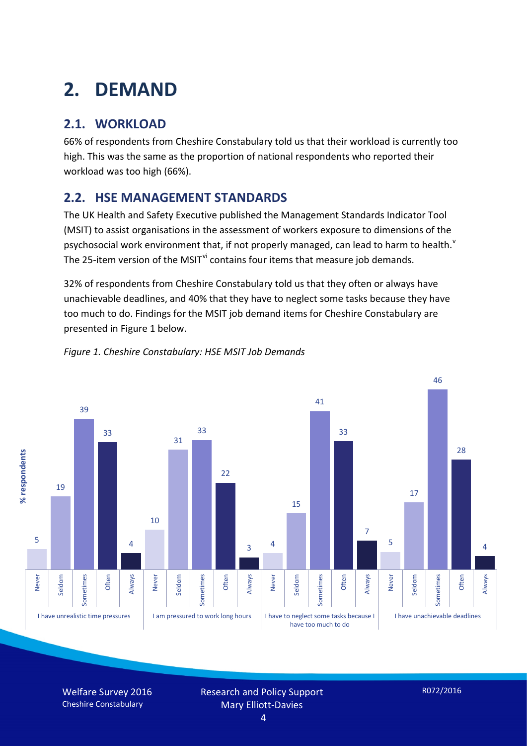# 2. DEMAND

## 2.1. WORKLOAD

66% of respondents from Cheshire Constabulary told us that their workload is currently too high. This was the same as the proportion of national respondents who reported their workload was too high (66%).

## 2.2. HSE MANAGEMENT STANDARDS

The UK Health and Safety Executive published the Management Standards Indicator Tool (MSIT) to assist organisations in the assessment of workers exposure to dimensions of the psychosocial work environment that, if not properly managed, can lead to harm to health.[v] The 25-item version of the MSIT[vi] contains four items that measure job demands.

32% of respondents from Cheshire Constabulary told us that they often or always have unachievable deadlines, and 40% that they have to neglect some tasks because they have too much to do. Findings for the MSIT job demand items for Cheshire Constabulary are presented in Figure 1 below.

*Figure 1. Cheshire Constabulary: HSE MSIT Job Demands*

| % respondents | Never | Seldom | Sometimes | Often | Always |
|---|---|---|---|---|---|
| I have unrealistic time pressures | 5 | 19 | 39 | 33 | 4 |
| I am pressured to work long hours | 10 | 31 | 33 | 22 | 3 |
| I have to neglect some tasks because I have too much to do | 4 | 15 | 41 | 33 | 7 |
| I have unachievable deadlines | 5 | 17 | 46 | 28 | 4 |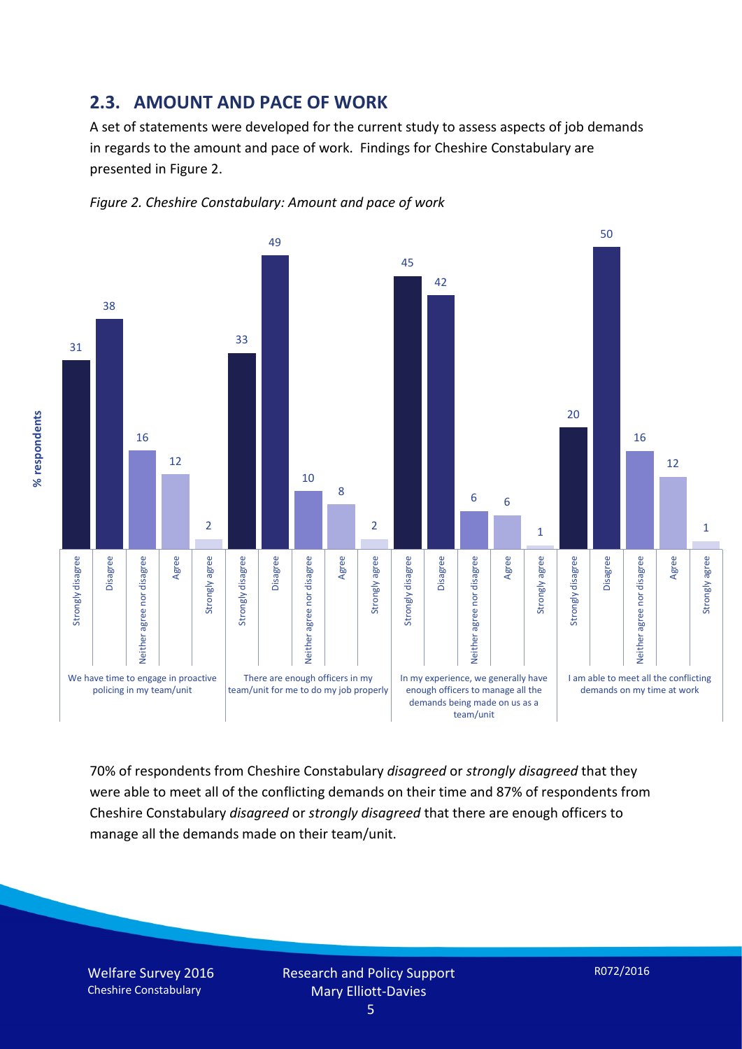## 2.3. AMOUNT AND PACE OF WORK

A set of statements were developed for the current study to assess aspects of job demands in regards to the amount and pace of work. Findings for Cheshire Constabulary are presented in Figure 2.

*Figure 2. Cheshire Constabulary: Amount and pace of work*

| % respondents | Strongly disagree | Disagree | Neither agree nor disagree | Agree | Strongly agree |
|---|---|---|---|---|---|
| We have time to engage in proactive policing in my team/unit | 31 | 38 | 16 | 12 | 2 |
| There are enough officers in my team/unit for me to do my job properly | 33 | 49 | 10 | 8 | 2 |
| In my experience, we generally have enough officers to manage all the demands being made on us as a team/unit | 45 | 42 | 6 | 6 | 1 |
| I am able to meet all the conflicting demands on my time at work | 20 | 50 | 16 | 12 | 1 |

70% of respondents from Cheshire Constabulary *disagreed* or *strongly disagreed* that they were able to meet all of the conflicting demands on their time and 87% of respondents from Cheshire Constabulary *disagreed* or *strongly disagreed* that there are enough officers to manage all the demands made on their team/unit.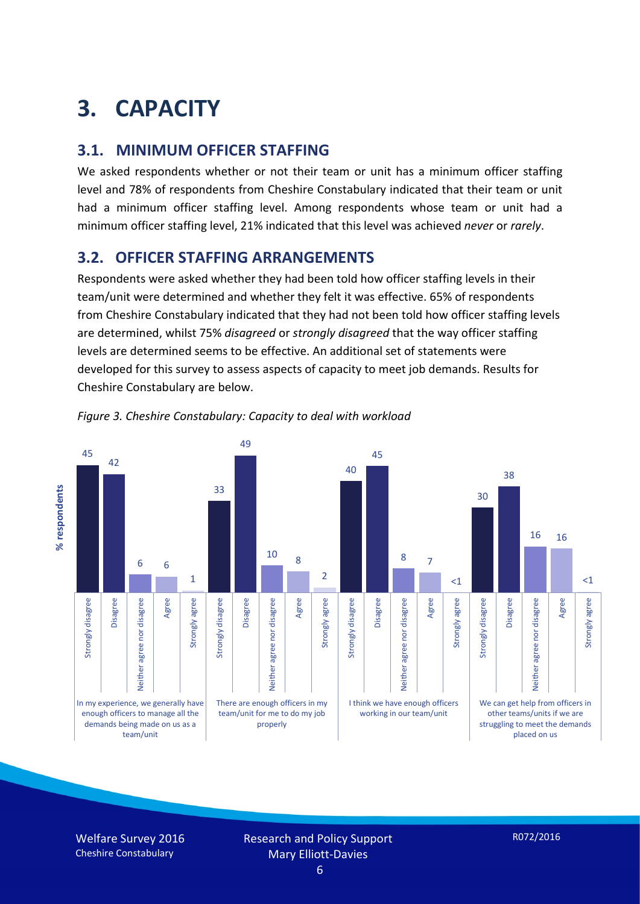# 3. CAPACITY

## 3.1. MINIMUM OFFICER STAFFING

We asked respondents whether or not their team or unit has a minimum officer staffing level and 78% of respondents from Cheshire Constabulary indicated that their team or unit had a minimum officer staffing level. Among respondents whose team or unit had a minimum officer staffing level, 21% indicated that this level was achieved *never* or *rarely*.

## 3.2. OFFICER STAFFING ARRANGEMENTS

Respondents were asked whether they had been told how officer staffing levels in their team/unit were determined and whether they felt it was effective. 65% of respondents from Cheshire Constabulary indicated that they had not been told how officer staffing levels are determined, whilst 75% *disagreed* or *strongly disagreed* that the way officer staffing levels are determined seems to be effective. An additional set of statements were developed for this survey to assess aspects of capacity to meet job demands. Results for Cheshire Constabulary are below.

*Figure 3. Cheshire Constabulary: Capacity to deal with workload*

| % respondents | Strongly disagree | Disagree | Neither agree nor disagree | Agree | Strongly agree |
|---|---|---|---|---|---|
| In my experience, we generally have enough officers to manage all the demands being made on us as a team/unit | 45 | 42 | 6 | 6 | 1 |
| There are enough officers in my team/unit for me to do my job properly | 33 | 49 | 10 | 8 | 2 |
| I think we have enough officers working in our team/unit | 40 | 45 | 8 | 7 | <1 |
| We can get help from officers in other teams/units if we are struggling to meet the demands placed on us | 30 | 38 | 16 | 16 | <1 |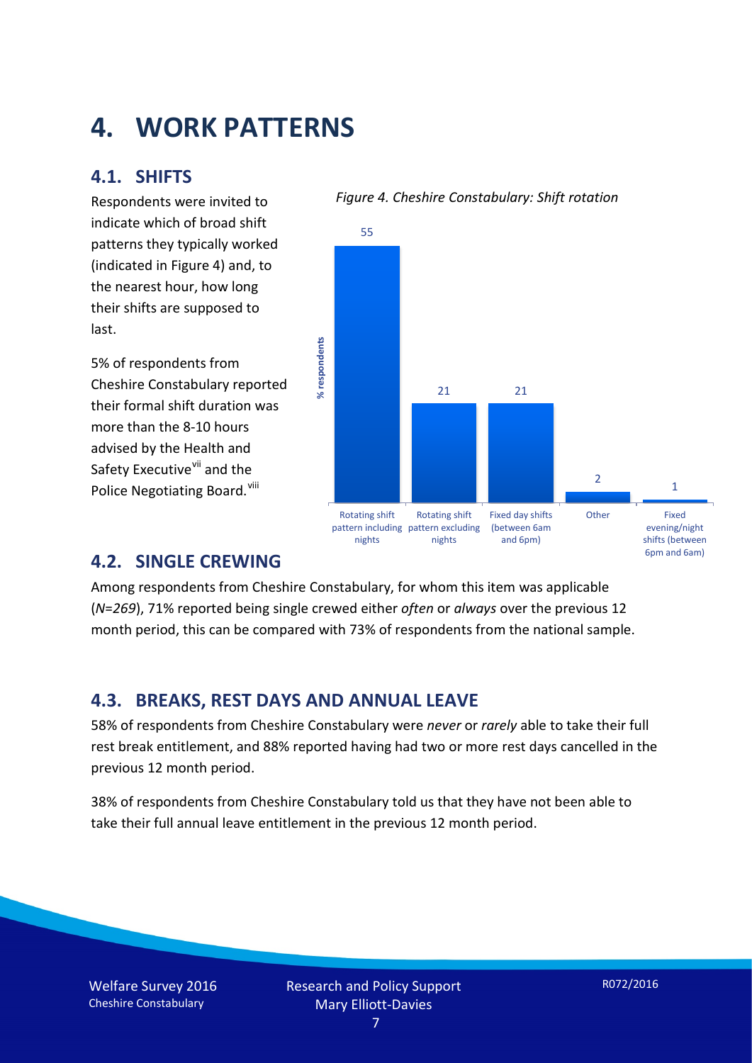# 4. WORK PATTERNS

## 4.1. SHIFTS

Respondents were invited to indicate which of broad shift patterns they typically worked (indicated in Figure 4) and, to the nearest hour, how long their shifts are supposed to last.

5% of respondents from Cheshire Constabulary reported their formal shift duration was more than the 8-10 hours advised by the Health and Safety Executive[vii] and the Police Negotiating Board.[viii]

*Figure 4. Cheshire Constabulary: Shift rotation*

| Shift pattern | % respondents |
|---|---|
| Rotating shift pattern including nights | 55 |
| Rotating shift pattern excluding nights | 21 |
| Fixed day shifts (between 6am and 6pm) | 21 |
| Other | 2 |
| Fixed evening/night shifts (between 6pm and 6am) | 1 |

## 4.2. SINGLE CREWING

Among respondents from Cheshire Constabulary, for whom this item was applicable (*N=269*), 71% reported being single crewed either *often* or *always* over the previous 12 month period, this can be compared with 73% of respondents from the national sample.

## 4.3. BREAKS, REST DAYS AND ANNUAL LEAVE

58% of respondents from Cheshire Constabulary were *never* or *rarely* able to take their full rest break entitlement, and 88% reported having had two or more rest days cancelled in the previous 12 month period.

38% of respondents from Cheshire Constabulary told us that they have not been able to take their full annual leave entitlement in the previous 12 month period.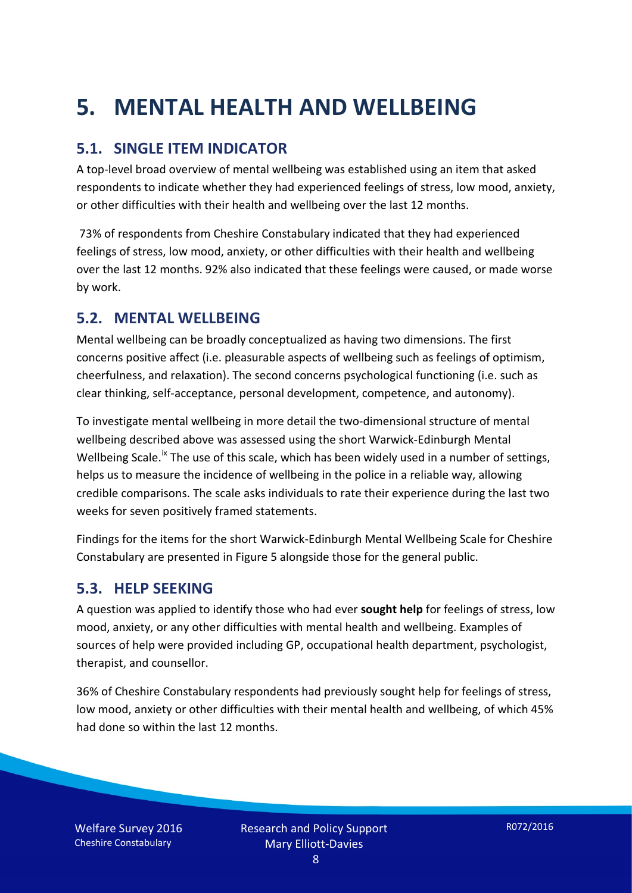# 5. MENTAL HEALTH AND WELLBEING

## 5.1. SINGLE ITEM INDICATOR

A top-level broad overview of mental wellbeing was established using an item that asked respondents to indicate whether they had experienced feelings of stress, low mood, anxiety, or other difficulties with their health and wellbeing over the last 12 months.

73% of respondents from Cheshire Constabulary indicated that they had experienced feelings of stress, low mood, anxiety, or other difficulties with their health and wellbeing over the last 12 months. 92% also indicated that these feelings were caused, or made worse by work.

## 5.2. MENTAL WELLBEING

Mental wellbeing can be broadly conceptualized as having two dimensions. The first concerns positive affect (i.e. pleasurable aspects of wellbeing such as feelings of optimism, cheerfulness, and relaxation). The second concerns psychological functioning (i.e. such as clear thinking, self-acceptance, personal development, competence, and autonomy).

To investigate mental wellbeing in more detail the two-dimensional structure of mental wellbeing described above was assessed using the short Warwick-Edinburgh Mental Wellbeing Scale.[ix] The use of this scale, which has been widely used in a number of settings, helps us to measure the incidence of wellbeing in the police in a reliable way, allowing credible comparisons. The scale asks individuals to rate their experience during the last two weeks for seven positively framed statements.

Findings for the items for the short Warwick-Edinburgh Mental Wellbeing Scale for Cheshire Constabulary are presented in Figure 5 alongside those for the general public.

## 5.3. HELP SEEKING

A question was applied to identify those who had ever **sought help** for feelings of stress, low mood, anxiety, or any other difficulties with mental health and wellbeing. Examples of sources of help were provided including GP, occupational health department, psychologist, therapist, and counsellor.

36% of Cheshire Constabulary respondents had previously sought help for feelings of stress, low mood, anxiety or other difficulties with their mental health and wellbeing, of which 45% had done so within the last 12 months.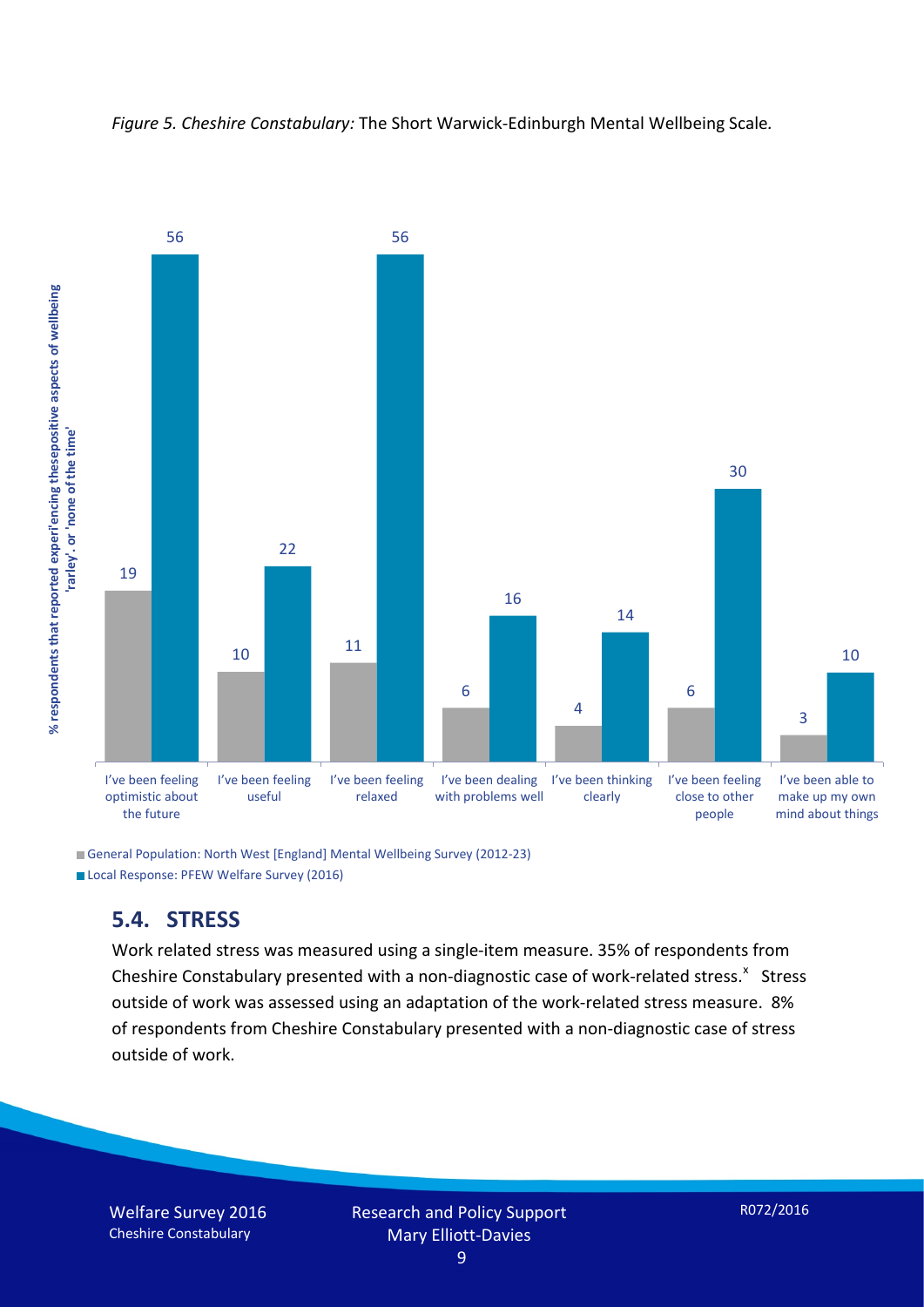*Figure 5. Cheshire Constabulary:* The Short Warwick-Edinburgh Mental Wellbeing Scale.

| | General Population: North West [England] Mental Wellbeing Survey (2012-23) | Local Response: PFEW Welfare Survey (2016) |
|---|---|---|
| I've been feeling optimistic about the future | 19 | 56 |
| I've been feeling useful | 10 | 22 |
| I've been feeling relaxed | 11 | 56 |
| I've been dealing with problems well | 6 | 16 |
| I've been thinking clearly | 4 | 14 |
| I've been feeling close to other people | 6 | 30 |
| I've been able to make up my own mind about things | 3 | 10 |

% respondents that reported experiencing thesepositive aspects of wellbeing 'rarley'. or 'none of the time'

## 5.4. STRESS

Work related stress was measured using a single-item measure. 35% of respondents from Cheshire Constabulary presented with a non-diagnostic case of work-related stress.[x] Stress outside of work was assessed using an adaptation of the work-related stress measure. 8% of respondents from Cheshire Constabulary presented with a non-diagnostic case of stress outside of work.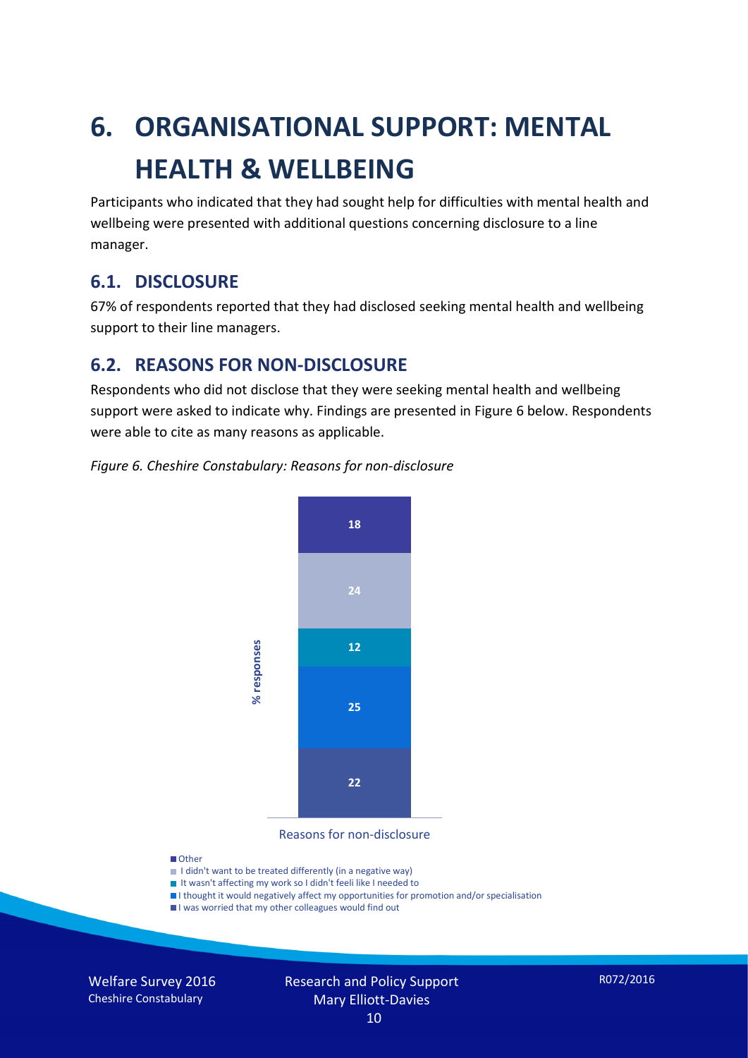# 6. ORGANISATIONAL SUPPORT: MENTAL HEALTH & WELLBEING

Participants who indicated that they had sought help for difficulties with mental health and wellbeing were presented with additional questions concerning disclosure to a line manager.

## 6.1. DISCLOSURE

67% of respondents reported that they had disclosed seeking mental health and wellbeing support to their line managers.

## 6.2. REASONS FOR NON-DISCLOSURE

Respondents who did not disclose that they were seeking mental health and wellbeing support were asked to indicate why. Findings are presented in Figure 6 below. Respondents were able to cite as many reasons as applicable.

*Figure 6. Cheshire Constabulary: Reasons for non-disclosure*

| Reasons for non-disclosure | % responses |
|---|---|
| Other | 18 |
| I didn't want to be treated differently (in a negative way) | 24 |
| It wasn't affecting my work so I didn't feeli like I needed to | 12 |
| I thought it would negatively affect my opportunities for promotion and/or specialisation | 25 |
| I was worried that my other colleagues would find out | 22 |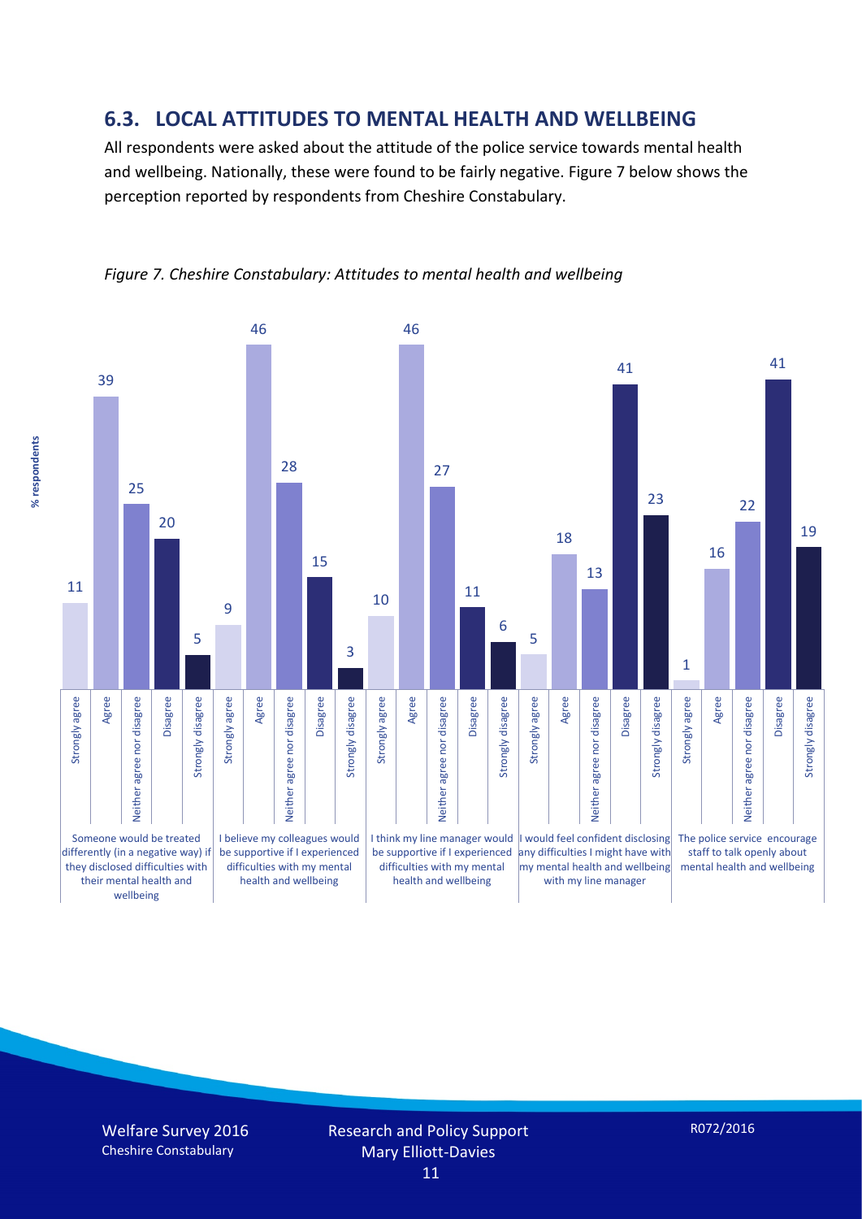## 6.3. LOCAL ATTITUDES TO MENTAL HEALTH AND WELLBEING

All respondents were asked about the attitude of the police service towards mental health and wellbeing. Nationally, these were found to be fairly negative. Figure 7 below shows the perception reported by respondents from Cheshire Constabulary.

*Figure 7. Cheshire Constabulary: Attitudes to mental health and wellbeing*

| Statement (% respondents) | Strongly agree | Agree | Neither agree nor disagree | Disagree | Strongly disagree |
|---|---|---|---|---|---|
| Someone would be treated differently (in a negative way) if they disclosed difficulties with their mental health and wellbeing | 11 | 39 | 25 | 20 | 5 |
| I believe my colleagues would be supportive if I experienced difficulties with my mental health and wellbeing | 9 | 46 | 28 | 15 | 3 |
| I think my line manager would be supportive if I experienced difficulties with my mental health and wellbeing | 10 | 46 | 27 | 11 | 6 |
| I would feel confident disclosing any difficulties I might have with my mental health and wellbeing with my line manager | 5 | 18 | 13 | 41 | 23 |
| The police service encourage staff to talk openly about mental health and wellbeing | 1 | 16 | 22 | 41 | 19 |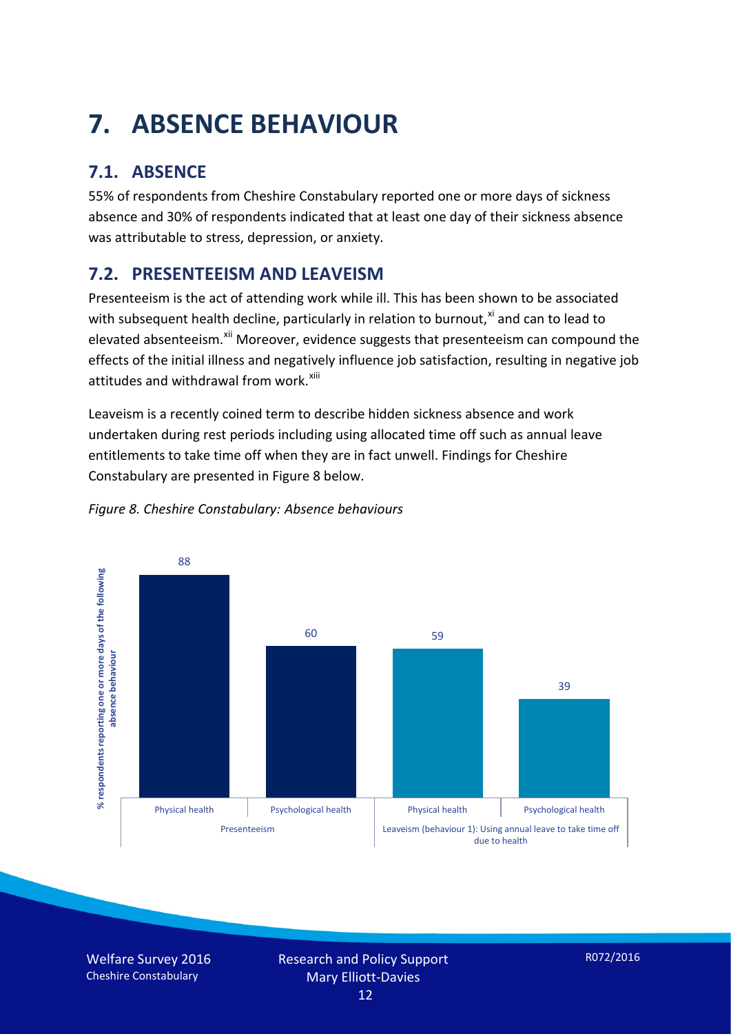# 7. ABSENCE BEHAVIOUR

## 7.1. ABSENCE

55% of respondents from Cheshire Constabulary reported one or more days of sickness absence and 30% of respondents indicated that at least one day of their sickness absence was attributable to stress, depression, or anxiety.

## 7.2. PRESENTEEISM AND LEAVEISM

Presenteeism is the act of attending work while ill. This has been shown to be associated with subsequent health decline, particularly in relation to burnout,[xi] and can to lead to elevated absenteeism.[xii] Moreover, evidence suggests that presenteeism can compound the effects of the initial illness and negatively influence job satisfaction, resulting in negative job attitudes and withdrawal from work.[xiii]

Leaveism is a recently coined term to describe hidden sickness absence and work undertaken during rest periods including using allocated time off such as annual leave entitlements to take time off when they are in fact unwell. Findings for Cheshire Constabulary are presented in Figure 8 below.

*Figure 8. Cheshire Constabulary: Absence behaviours*

| Absence behaviour | Health type | % respondents reporting one or more days of the following absence behaviour |
|---|---|---|
| Presenteeism | Physical health | 88 |
| Presenteeism | Psychological health | 60 |
| Leaveism (behaviour 1): Using annual leave to take time off due to health | Physical health | 59 |
| Leaveism (behaviour 1): Using annual leave to take time off due to health | Psychological health | 39 |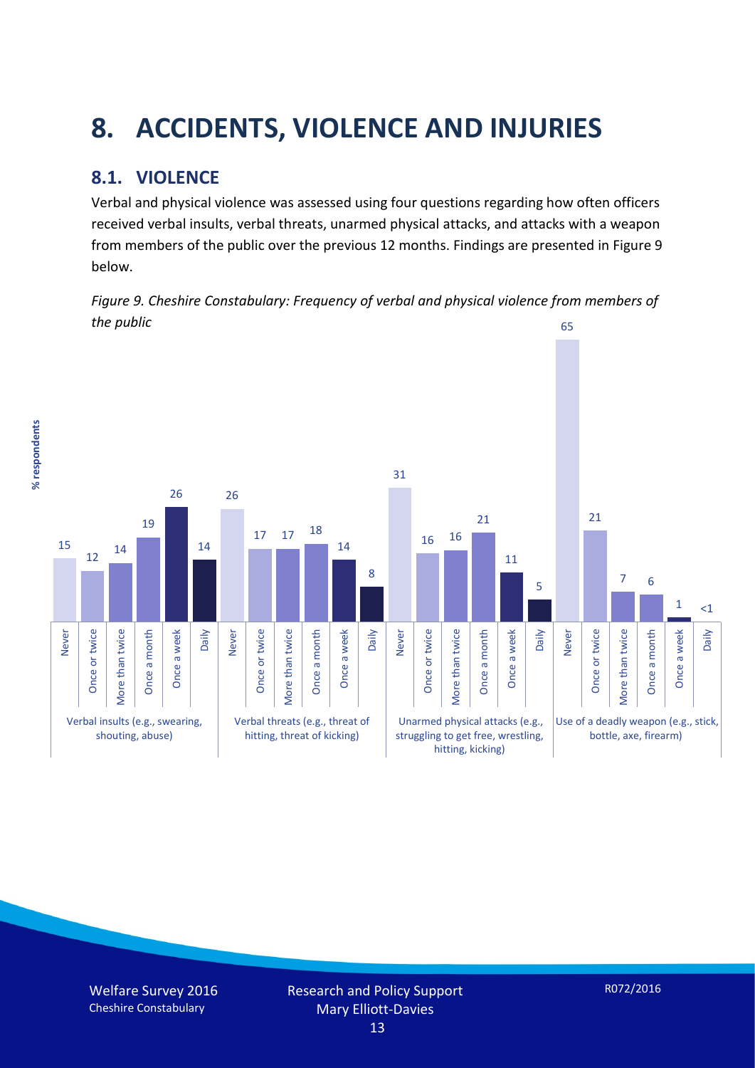# 8. ACCIDENTS, VIOLENCE AND INJURIES

## 8.1. VIOLENCE

Verbal and physical violence was assessed using four questions regarding how often officers received verbal insults, verbal threats, unarmed physical attacks, and attacks with a weapon from members of the public over the previous 12 months. Findings are presented in Figure 9 below.

*Figure 9. Cheshire Constabulary: Frequency of verbal and physical violence from members of the public*

| % respondents | Never | Once or twice | More than twice | Once a month | Once a week | Daily |
|---|---|---|---|---|---|---|
| Verbal insults (e.g., swearing, shouting, abuse) | 15 | 12 | 14 | 19 | 26 | 14 |
| Verbal threats (e.g., threat of hitting, threat of kicking) | 26 | 17 | 17 | 18 | 14 | 8 |
| Unarmed physical attacks (e.g., struggling to get free, wrestling, hitting, kicking) | 31 | 16 | 16 | 21 | 11 | 5 |
| Use of a deadly weapon (e.g., stick, bottle, axe, firearm) | 65 | 21 | 7 | 6 | 1 | <1 |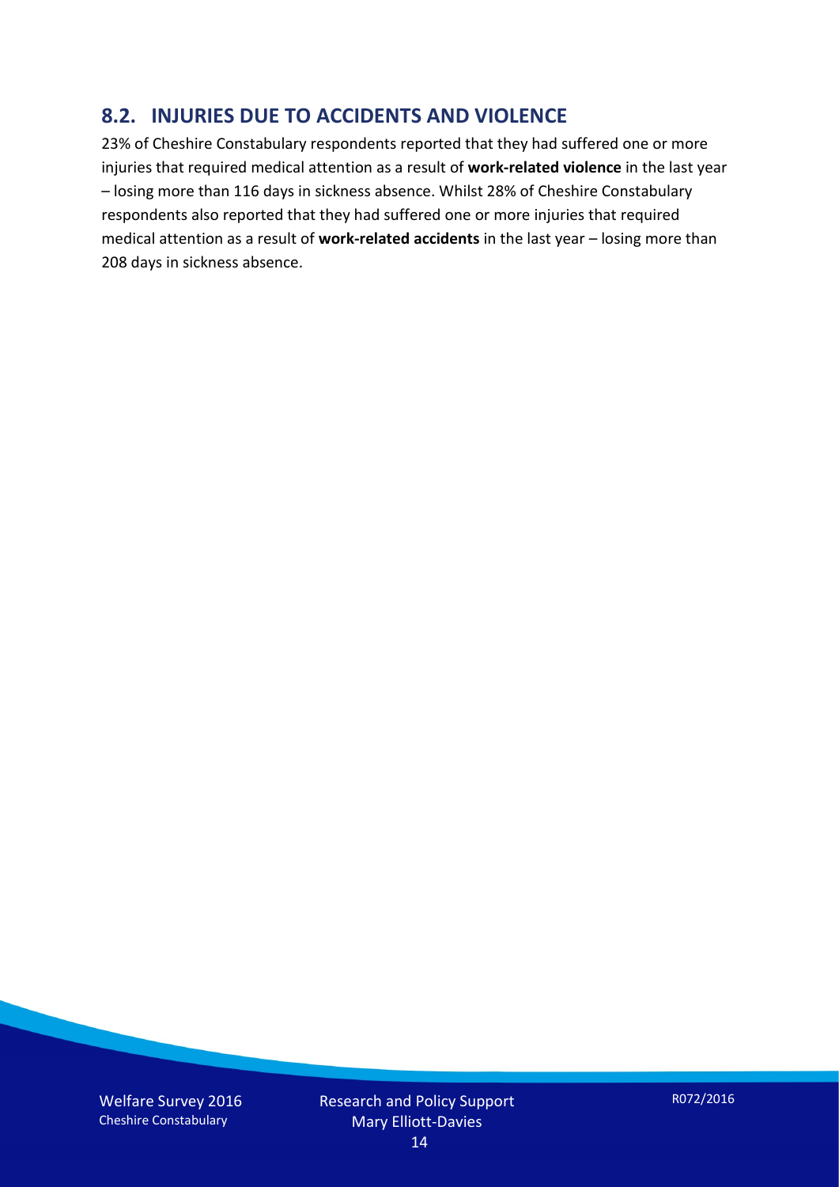## 8.2. INJURIES DUE TO ACCIDENTS AND VIOLENCE

23% of Cheshire Constabulary respondents reported that they had suffered one or more injuries that required medical attention as a result of **work-related violence** in the last year – losing more than 116 days in sickness absence. Whilst 28% of Cheshire Constabulary respondents also reported that they had suffered one or more injuries that required medical attention as a result of **work-related accidents** in the last year – losing more than 208 days in sickness absence.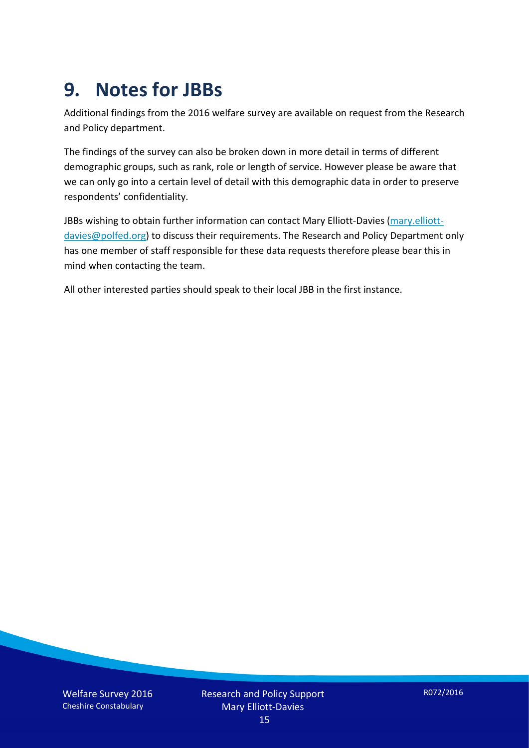# 9. Notes for JBBs

Additional findings from the 2016 welfare survey are available on request from the Research and Policy department.

The findings of the survey can also be broken down in more detail in terms of different demographic groups, such as rank, role or length of service. However please be aware that we can only go into a certain level of detail with this demographic data in order to preserve respondents' confidentiality.

JBBs wishing to obtain further information can contact Mary Elliott-Davies (mary.elliott-davies@polfed.org) to discuss their requirements. The Research and Policy Department only has one member of staff responsible for these data requests therefore please bear this in mind when contacting the team.

All other interested parties should speak to their local JBB in the first instance.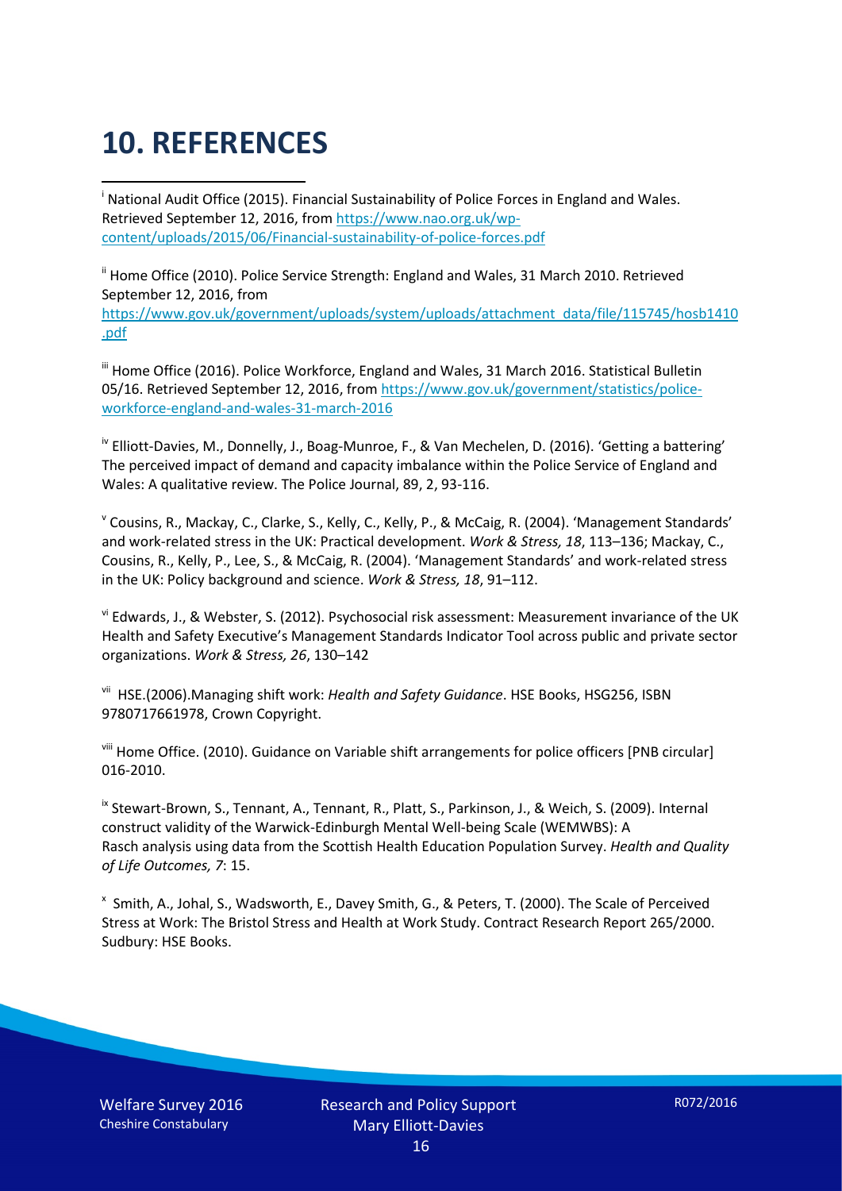# 10. REFERENCES

[i] National Audit Office (2015). Financial Sustainability of Police Forces in England and Wales. Retrieved September 12, 2016, from https://www.nao.org.uk/wp-content/uploads/2015/06/Financial-sustainability-of-police-forces.pdf

[ii] Home Office (2010). Police Service Strength: England and Wales, 31 March 2010. Retrieved September 12, 2016, from https://www.gov.uk/government/uploads/system/uploads/attachment_data/file/115745/hosb1410.pdf

[iii] Home Office (2016). Police Workforce, England and Wales, 31 March 2016. Statistical Bulletin 05/16. Retrieved September 12, 2016, from https://www.gov.uk/government/statistics/police-workforce-england-and-wales-31-march-2016

[iv] Elliott-Davies, M., Donnelly, J., Boag-Munroe, F., & Van Mechelen, D. (2016). 'Getting a battering' The perceived impact of demand and capacity imbalance within the Police Service of England and Wales: A qualitative review. The Police Journal, 89, 2, 93-116.

[v] Cousins, R., Mackay, C., Clarke, S., Kelly, C., Kelly, P., & McCaig, R. (2004). 'Management Standards' and work-related stress in the UK: Practical development. *Work & Stress, 18*, 113–136; Mackay, C., Cousins, R., Kelly, P., Lee, S., & McCaig, R. (2004). 'Management Standards' and work-related stress in the UK: Policy background and science. *Work & Stress, 18*, 91–112.

[vi] Edwards, J., & Webster, S. (2012). Psychosocial risk assessment: Measurement invariance of the UK Health and Safety Executive's Management Standards Indicator Tool across public and private sector organizations. *Work & Stress, 26*, 130–142

[vii] HSE.(2006).Managing shift work: *Health and Safety Guidance*. HSE Books, HSG256, ISBN 9780717661978, Crown Copyright.

[viii] Home Office. (2010). Guidance on Variable shift arrangements for police officers [PNB circular] 016-2010.

[ix] Stewart-Brown, S., Tennant, A., Tennant, R., Platt, S., Parkinson, J., & Weich, S. (2009). Internal construct validity of the Warwick-Edinburgh Mental Well-being Scale (WEMWBS): A Rasch analysis using data from the Scottish Health Education Population Survey. *Health and Quality of Life Outcomes, 7*: 15.

[x] Smith, A., Johal, S., Wadsworth, E., Davey Smith, G., & Peters, T. (2000). The Scale of Perceived Stress at Work: The Bristol Stress and Health at Work Study. Contract Research Report 265/2000. Sudbury: HSE Books.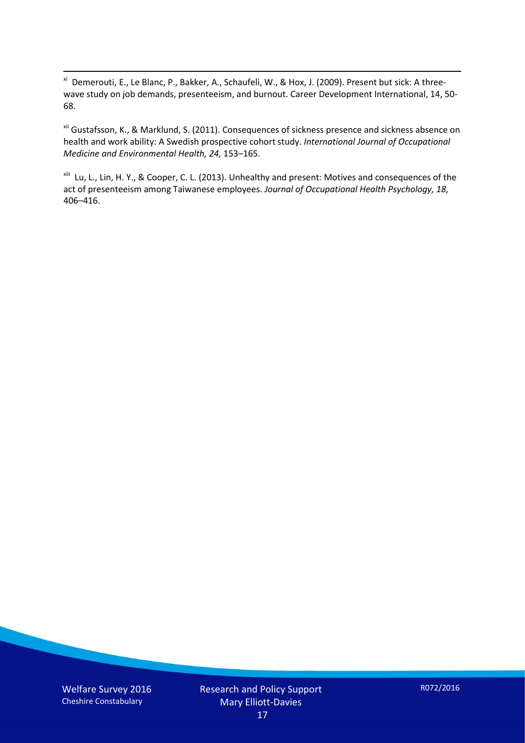[xi] Demerouti, E., Le Blanc, P., Bakker, A., Schaufeli, W., & Hox, J. (2009). Present but sick: A three-wave study on job demands, presenteeism, and burnout. Career Development International, 14, 50-68.

[xii] Gustafsson, K., & Marklund, S. (2011). Consequences of sickness presence and sickness absence on health and work ability: A Swedish prospective cohort study. *International Journal of Occupational Medicine and Environmental Health, 24,* 153–165.

[xiii] Lu, L., Lin, H. Y., & Cooper, C. L. (2013). Unhealthy and present: Motives and consequences of the act of presenteeism among Taiwanese employees. *Journal of Occupational Health Psychology, 18,* 406–416.